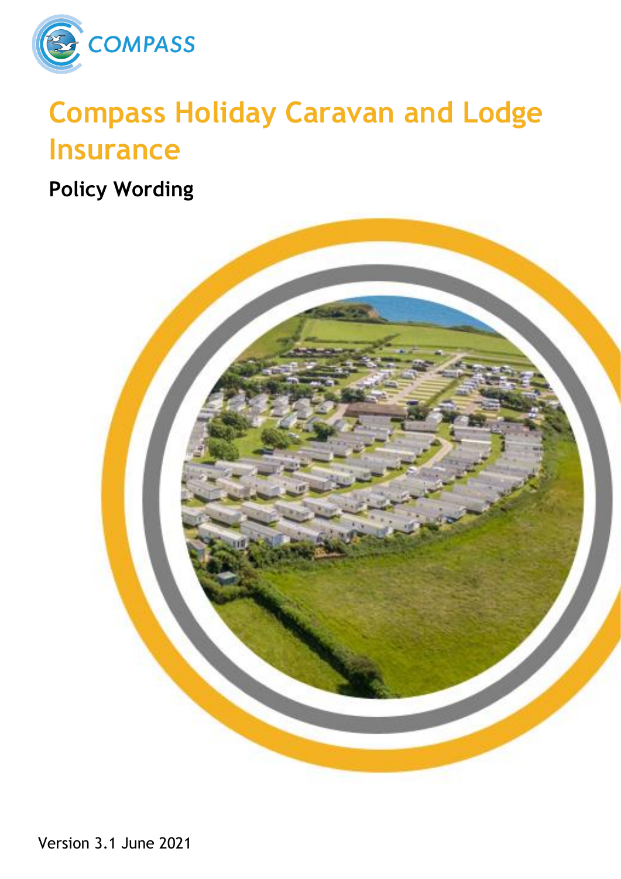COMPASS

# Compass Holiday Caravan and Lodge Insurance

## Policy Wording

Version 3.1 June 2021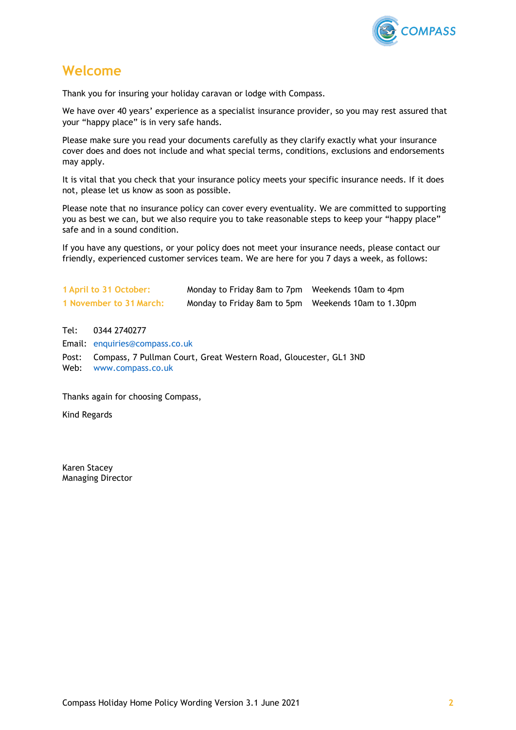# Welcome

Thank you for insuring your holiday caravan or lodge with Compass.

We have over 40 years' experience as a specialist insurance provider, so you may rest assured that your "happy place" is in very safe hands.

Please make sure you read your documents carefully as they clarify exactly what your insurance cover does and does not include and what special terms, conditions, exclusions and endorsements may apply.

It is vital that you check that your insurance policy meets your specific insurance needs. If it does not, please let us know as soon as possible.

Please note that no insurance policy can cover every eventuality. We are committed to supporting you as best we can, but we also require you to take reasonable steps to keep your "happy place" safe and in a sound condition.

If you have any questions, or your policy does not meet your insurance needs, please contact our friendly, experienced customer services team. We are here for you 7 days a week, as follows:

| | | |
|---|---|---|
| **1 April to 31 October:** | Monday to Friday 8am to 7pm | Weekends 10am to 4pm |
| **1 November to 31 March:** | Monday to Friday 8am to 5pm | Weekends 10am to 1.30pm |

Tel: 0344 2740277
Email: enquiries@compass.co.uk
Post: Compass, 7 Pullman Court, Great Western Road, Gloucester, GL1 3ND
Web: www.compass.co.uk

Thanks again for choosing Compass,

Kind Regards

Karen Stacey
Managing Director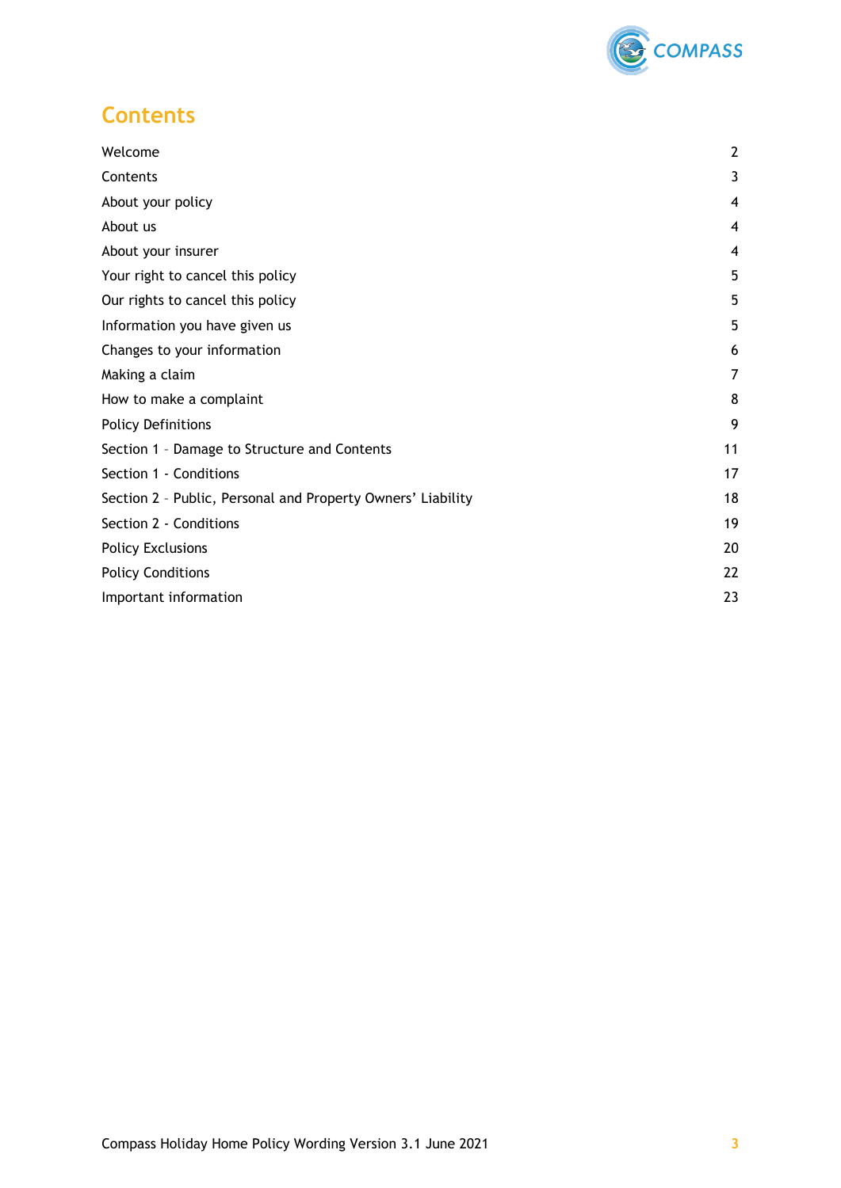# Contents

| | |
|---|---|
| Welcome | 2 |
| Contents | 3 |
| About your policy | 4 |
| About us | 4 |
| About your insurer | 4 |
| Your right to cancel this policy | 5 |
| Our rights to cancel this policy | 5 |
| Information you have given us | 5 |
| Changes to your information | 6 |
| Making a claim | 7 |
| How to make a complaint | 8 |
| Policy Definitions | 9 |
| Section 1 – Damage to Structure and Contents | 11 |
| Section 1 - Conditions | 17 |
| Section 2 – Public, Personal and Property Owners' Liability | 18 |
| Section 2 - Conditions | 19 |
| Policy Exclusions | 20 |
| Policy Conditions | 22 |
| Important information | 23 |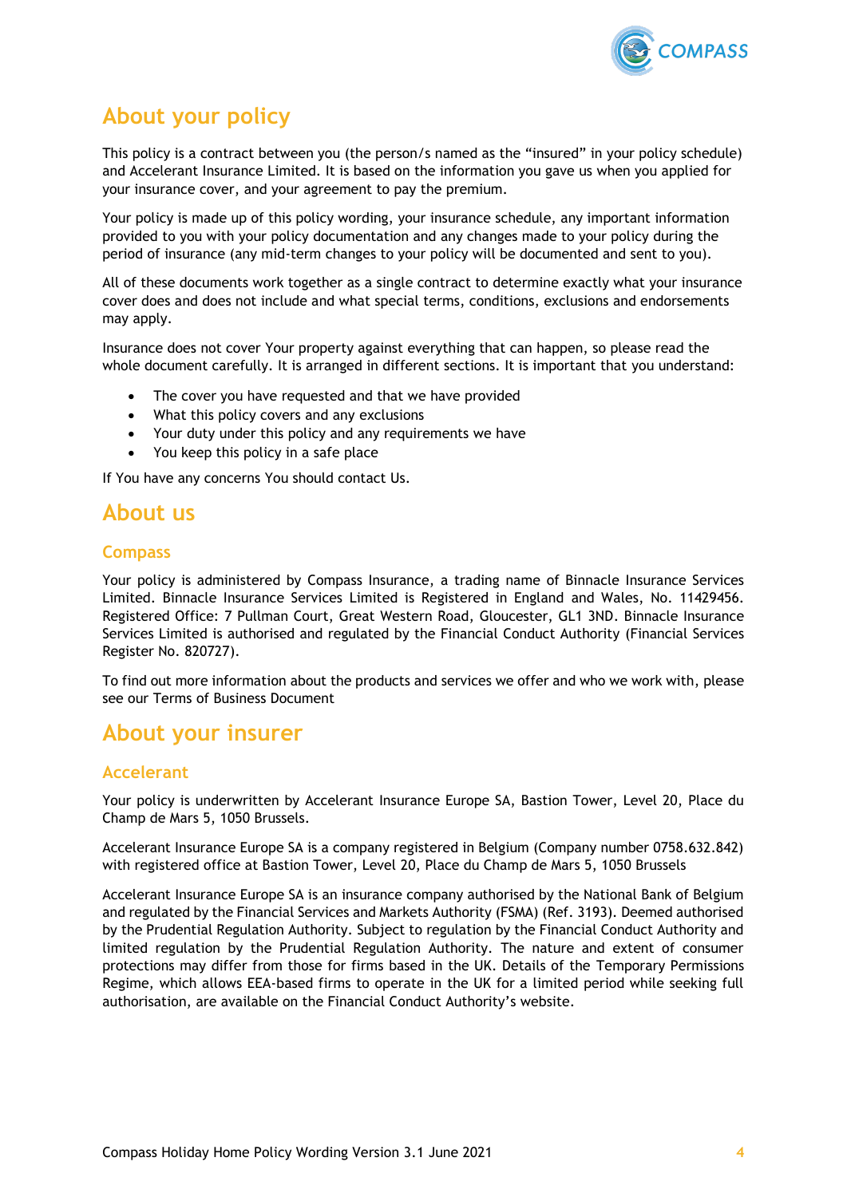# About your policy

This policy is a contract between you (the person/s named as the "insured" in your policy schedule) and Accelerant Insurance Limited. It is based on the information you gave us when you applied for your insurance cover, and your agreement to pay the premium.

Your policy is made up of this policy wording, your insurance schedule, any important information provided to you with your policy documentation and any changes made to your policy during the period of insurance (any mid-term changes to your policy will be documented and sent to you).

All of these documents work together as a single contract to determine exactly what your insurance cover does and does not include and what special terms, conditions, exclusions and endorsements may apply.

Insurance does not cover Your property against everything that can happen, so please read the whole document carefully. It is arranged in different sections. It is important that you understand:

- The cover you have requested and that we have provided
- What this policy covers and any exclusions
- Your duty under this policy and any requirements we have
- You keep this policy in a safe place

If You have any concerns You should contact Us.

# About us

## Compass

Your policy is administered by Compass Insurance, a trading name of Binnacle Insurance Services Limited. Binnacle Insurance Services Limited is Registered in England and Wales, No. 11429456. Registered Office: 7 Pullman Court, Great Western Road, Gloucester, GL1 3ND. Binnacle Insurance Services Limited is authorised and regulated by the Financial Conduct Authority (Financial Services Register No. 820727).

To find out more information about the products and services we offer and who we work with, please see our Terms of Business Document

# About your insurer

## Accelerant

Your policy is underwritten by Accelerant Insurance Europe SA, Bastion Tower, Level 20, Place du Champ de Mars 5, 1050 Brussels.

Accelerant Insurance Europe SA is a company registered in Belgium (Company number 0758.632.842) with registered office at Bastion Tower, Level 20, Place du Champ de Mars 5, 1050 Brussels

Accelerant Insurance Europe SA is an insurance company authorised by the National Bank of Belgium and regulated by the Financial Services and Markets Authority (FSMA) (Ref. 3193). Deemed authorised by the Prudential Regulation Authority. Subject to regulation by the Financial Conduct Authority and limited regulation by the Prudential Regulation Authority. The nature and extent of consumer protections may differ from those for firms based in the UK. Details of the Temporary Permissions Regime, which allows EEA-based firms to operate in the UK for a limited period while seeking full authorisation, are available on the Financial Conduct Authority's website.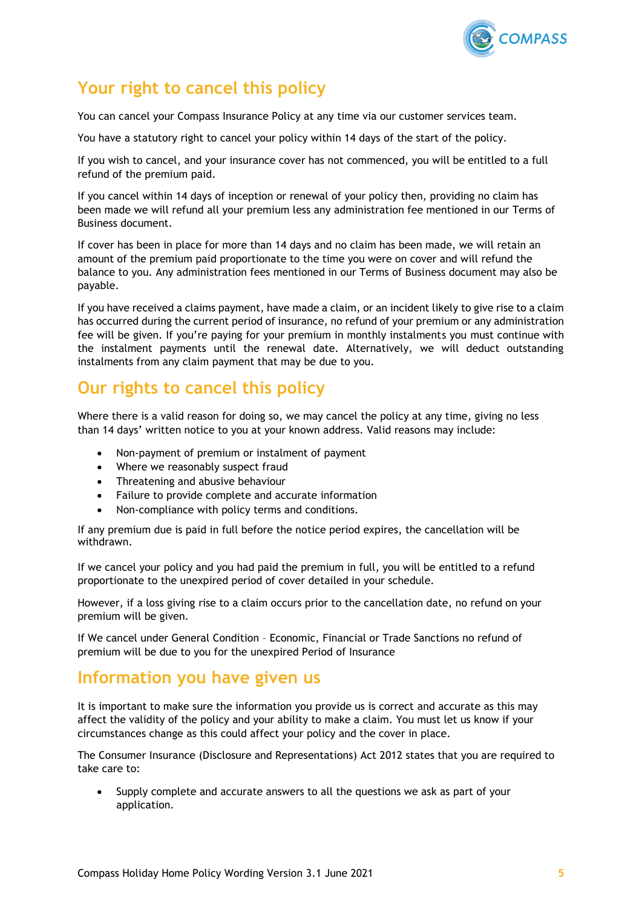## Your right to cancel this policy

You can cancel your Compass Insurance Policy at any time via our customer services team.

You have a statutory right to cancel your policy within 14 days of the start of the policy.

If you wish to cancel, and your insurance cover has not commenced, you will be entitled to a full refund of the premium paid.

If you cancel within 14 days of inception or renewal of your policy then, providing no claim has been made we will refund all your premium less any administration fee mentioned in our Terms of Business document.

If cover has been in place for more than 14 days and no claim has been made, we will retain an amount of the premium paid proportionate to the time you were on cover and will refund the balance to you. Any administration fees mentioned in our Terms of Business document may also be payable.

If you have received a claims payment, have made a claim, or an incident likely to give rise to a claim has occurred during the current period of insurance, no refund of your premium or any administration fee will be given. If you're paying for your premium in monthly instalments you must continue with the instalment payments until the renewal date. Alternatively, we will deduct outstanding instalments from any claim payment that may be due to you.

## Our rights to cancel this policy

Where there is a valid reason for doing so, we may cancel the policy at any time, giving no less than 14 days' written notice to you at your known address. Valid reasons may include:

- Non-payment of premium or instalment of payment
- Where we reasonably suspect fraud
- Threatening and abusive behaviour
- Failure to provide complete and accurate information
- Non-compliance with policy terms and conditions.

If any premium due is paid in full before the notice period expires, the cancellation will be withdrawn.

If we cancel your policy and you had paid the premium in full, you will be entitled to a refund proportionate to the unexpired period of cover detailed in your schedule.

However, if a loss giving rise to a claim occurs prior to the cancellation date, no refund on your premium will be given.

If We cancel under General Condition – Economic, Financial or Trade Sanctions no refund of premium will be due to you for the unexpired Period of Insurance

## Information you have given us

It is important to make sure the information you provide us is correct and accurate as this may affect the validity of the policy and your ability to make a claim. You must let us know if your circumstances change as this could affect your policy and the cover in place.

The Consumer Insurance (Disclosure and Representations) Act 2012 states that you are required to take care to:

- Supply complete and accurate answers to all the questions we ask as part of your application.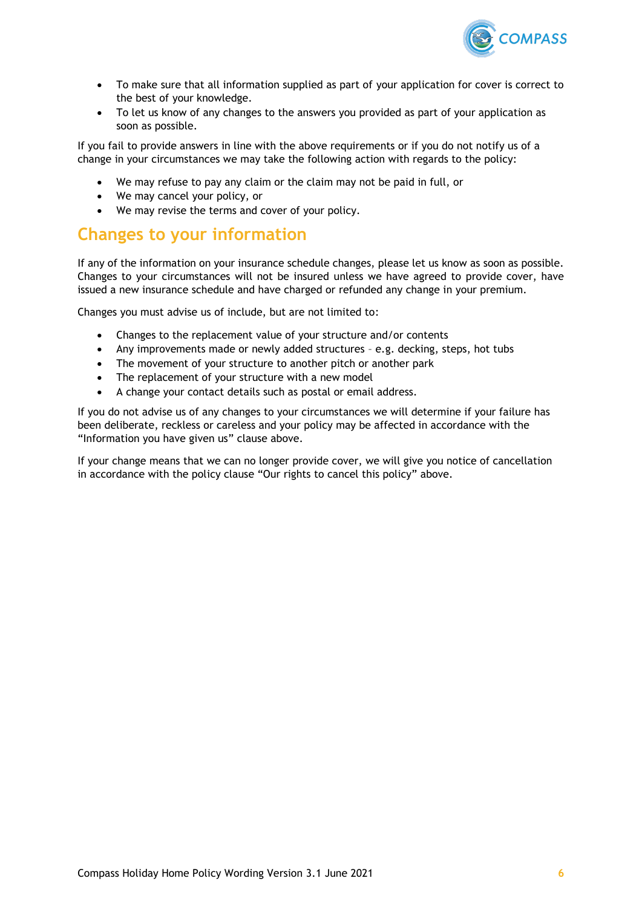- To make sure that all information supplied as part of your application for cover is correct to the best of your knowledge.
- To let us know of any changes to the answers you provided as part of your application as soon as possible.

If you fail to provide answers in line with the above requirements or if you do not notify us of a change in your circumstances we may take the following action with regards to the policy:

- We may refuse to pay any claim or the claim may not be paid in full, or
- We may cancel your policy, or
- We may revise the terms and cover of your policy.

## Changes to your information

If any of the information on your insurance schedule changes, please let us know as soon as possible. Changes to your circumstances will not be insured unless we have agreed to provide cover, have issued a new insurance schedule and have charged or refunded any change in your premium.

Changes you must advise us of include, but are not limited to:

- Changes to the replacement value of your structure and/or contents
- Any improvements made or newly added structures – e.g. decking, steps, hot tubs
- The movement of your structure to another pitch or another park
- The replacement of your structure with a new model
- A change your contact details such as postal or email address.

If you do not advise us of any changes to your circumstances we will determine if your failure has been deliberate, reckless or careless and your policy may be affected in accordance with the "Information you have given us" clause above.

If your change means that we can no longer provide cover, we will give you notice of cancellation in accordance with the policy clause "Our rights to cancel this policy" above.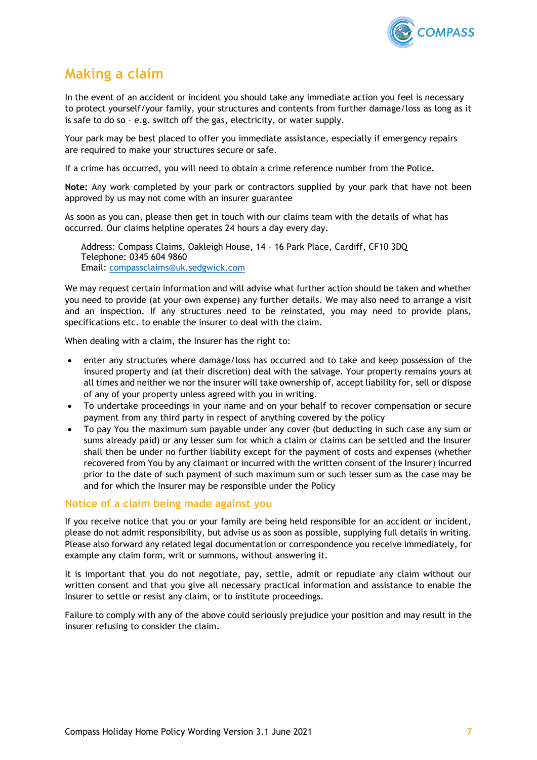## Making a claim

In the event of an accident or incident you should take any immediate action you feel is necessary to protect yourself/your family, your structures and contents from further damage/loss as long as it is safe to do so – e.g. switch off the gas, electricity, or water supply.

Your park may be best placed to offer you immediate assistance, especially if emergency repairs are required to make your structures secure or safe.

If a crime has occurred, you will need to obtain a crime reference number from the Police.

**Note:** Any work completed by your park or contractors supplied by your park that have not been approved by us may not come with an insurer guarantee

As soon as you can, please then get in touch with our claims team with the details of what has occurred. Our claims helpline operates 24 hours a day every day.

> Address: Compass Claims, Oakleigh House, 14 – 16 Park Place, Cardiff, CF10 3DQ
> Telephone: 0345 604 9860
> Email: compassclaims@uk.sedgwick.com

We may request certain information and will advise what further action should be taken and whether you need to provide (at your own expense) any further details. We may also need to arrange a visit and an inspection. If any structures need to be reinstated, you may need to provide plans, specifications etc. to enable the insurer to deal with the claim.

When dealing with a claim, the Insurer has the right to:

- enter any structures where damage/loss has occurred and to take and keep possession of the insured property and (at their discretion) deal with the salvage. Your property remains yours at all times and neither we nor the insurer will take ownership of, accept liability for, sell or dispose of any of your property unless agreed with you in writing.
- To undertake proceedings in your name and on your behalf to recover compensation or secure payment from any third party in respect of anything covered by the policy
- To pay You the maximum sum payable under any cover (but deducting in such case any sum or sums already paid) or any lesser sum for which a claim or claims can be settled and the Insurer shall then be under no further liability except for the payment of costs and expenses (whether recovered from You by any claimant or incurred with the written consent of the Insurer) incurred prior to the date of such payment of such maximum sum or such lesser sum as the case may be and for which the Insurer may be responsible under the Policy

### Notice of a claim being made against you

If you receive notice that you or your family are being held responsible for an accident or incident, please do not admit responsibility, but advise us as soon as possible, supplying full details in writing. Please also forward any related legal documentation or correspondence you receive immediately, for example any claim form, writ or summons, without answering it.

It is important that you do not negotiate, pay, settle, admit or repudiate any claim without our written consent and that you give all necessary practical information and assistance to enable the Insurer to settle or resist any claim, or to institute proceedings.

Failure to comply with any of the above could seriously prejudice your position and may result in the insurer refusing to consider the claim.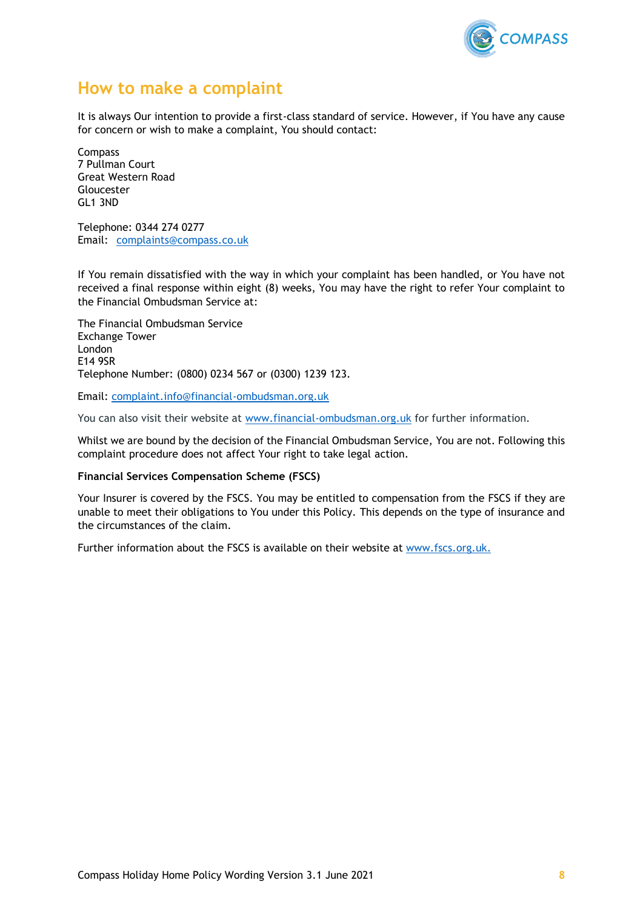## How to make a complaint

It is always Our intention to provide a first-class standard of service. However, if You have any cause for concern or wish to make a complaint, You should contact:

Compass
7 Pullman Court
Great Western Road
Gloucester
GL1 3ND

Telephone: 0344 274 0277
Email: complaints@compass.co.uk

If You remain dissatisfied with the way in which your complaint has been handled, or You have not received a final response within eight (8) weeks, You may have the right to refer Your complaint to the Financial Ombudsman Service at:

The Financial Ombudsman Service
Exchange Tower
London
E14 9SR
Telephone Number: (0800) 0234 567 or (0300) 1239 123.

Email: complaint.info@financial-ombudsman.org.uk

You can also visit their website at www.financial-ombudsman.org.uk for further information.

Whilst we are bound by the decision of the Financial Ombudsman Service, You are not. Following this complaint procedure does not affect Your right to take legal action.

**Financial Services Compensation Scheme (FSCS)**

Your Insurer is covered by the FSCS. You may be entitled to compensation from the FSCS if they are unable to meet their obligations to You under this Policy. This depends on the type of insurance and the circumstances of the claim.

Further information about the FSCS is available on their website at www.fscs.org.uk.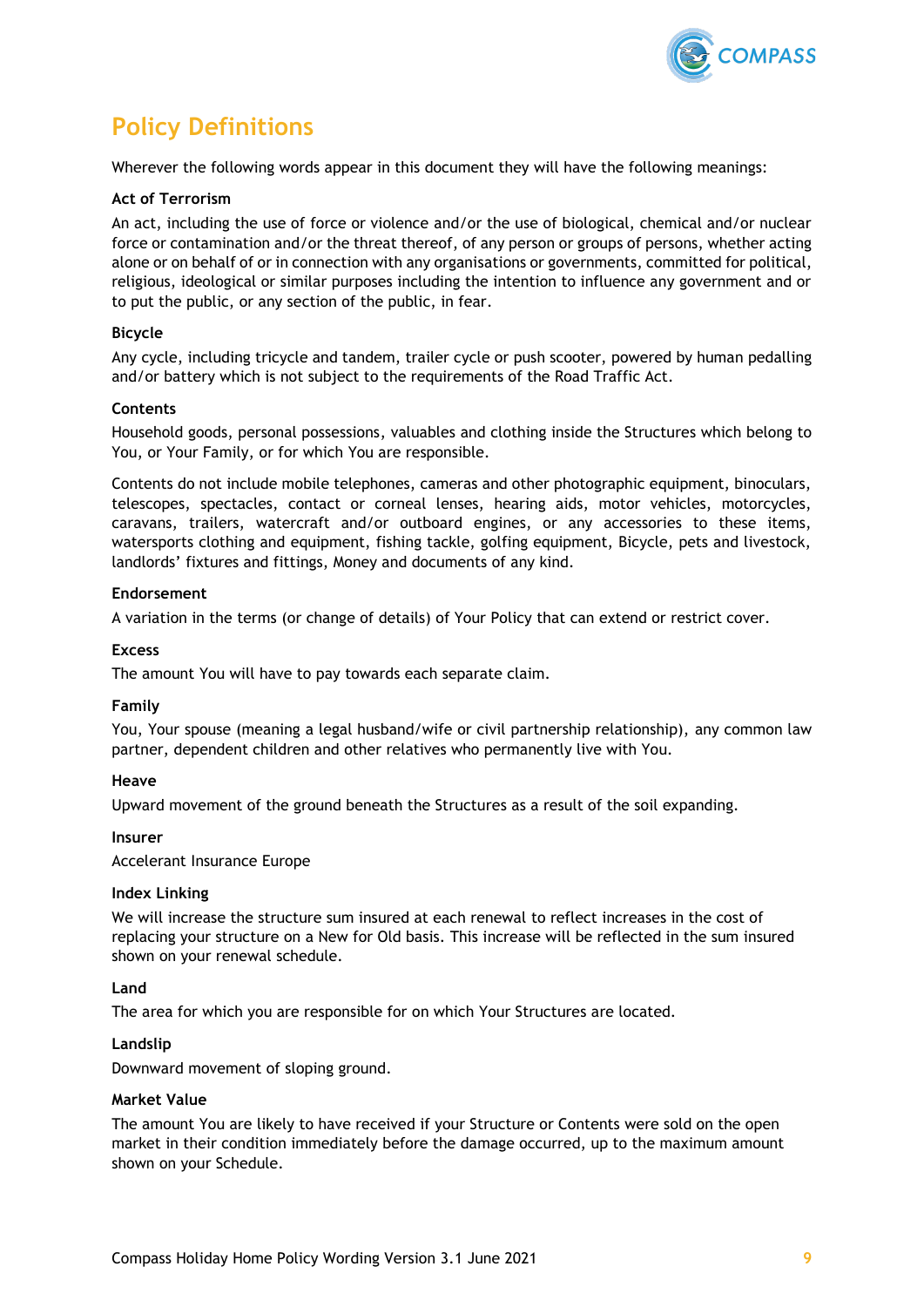# Policy Definitions

Wherever the following words appear in this document they will have the following meanings:

**Act of Terrorism**

An act, including the use of force or violence and/or the use of biological, chemical and/or nuclear force or contamination and/or the threat thereof, of any person or groups of persons, whether acting alone or on behalf of or in connection with any organisations or governments, committed for political, religious, ideological or similar purposes including the intention to influence any government and or to put the public, or any section of the public, in fear.

**Bicycle**

Any cycle, including tricycle and tandem, trailer cycle or push scooter, powered by human pedalling and/or battery which is not subject to the requirements of the Road Traffic Act.

**Contents**

Household goods, personal possessions, valuables and clothing inside the Structures which belong to You, or Your Family, or for which You are responsible.

Contents do not include mobile telephones, cameras and other photographic equipment, binoculars, telescopes, spectacles, contact or corneal lenses, hearing aids, motor vehicles, motorcycles, caravans, trailers, watercraft and/or outboard engines, or any accessories to these items, watersports clothing and equipment, fishing tackle, golfing equipment, Bicycle, pets and livestock, landlords' fixtures and fittings, Money and documents of any kind.

**Endorsement**

A variation in the terms (or change of details) of Your Policy that can extend or restrict cover.

**Excess**

The amount You will have to pay towards each separate claim.

**Family**

You, Your spouse (meaning a legal husband/wife or civil partnership relationship), any common law partner, dependent children and other relatives who permanently live with You.

**Heave**

Upward movement of the ground beneath the Structures as a result of the soil expanding.

**Insurer**

Accelerant Insurance Europe

**Index Linking**

We will increase the structure sum insured at each renewal to reflect increases in the cost of replacing your structure on a New for Old basis. This increase will be reflected in the sum insured shown on your renewal schedule.

**Land**

The area for which you are responsible for on which Your Structures are located.

**Landslip**

Downward movement of sloping ground.

**Market Value**

The amount You are likely to have received if your Structure or Contents were sold on the open market in their condition immediately before the damage occurred, up to the maximum amount shown on your Schedule.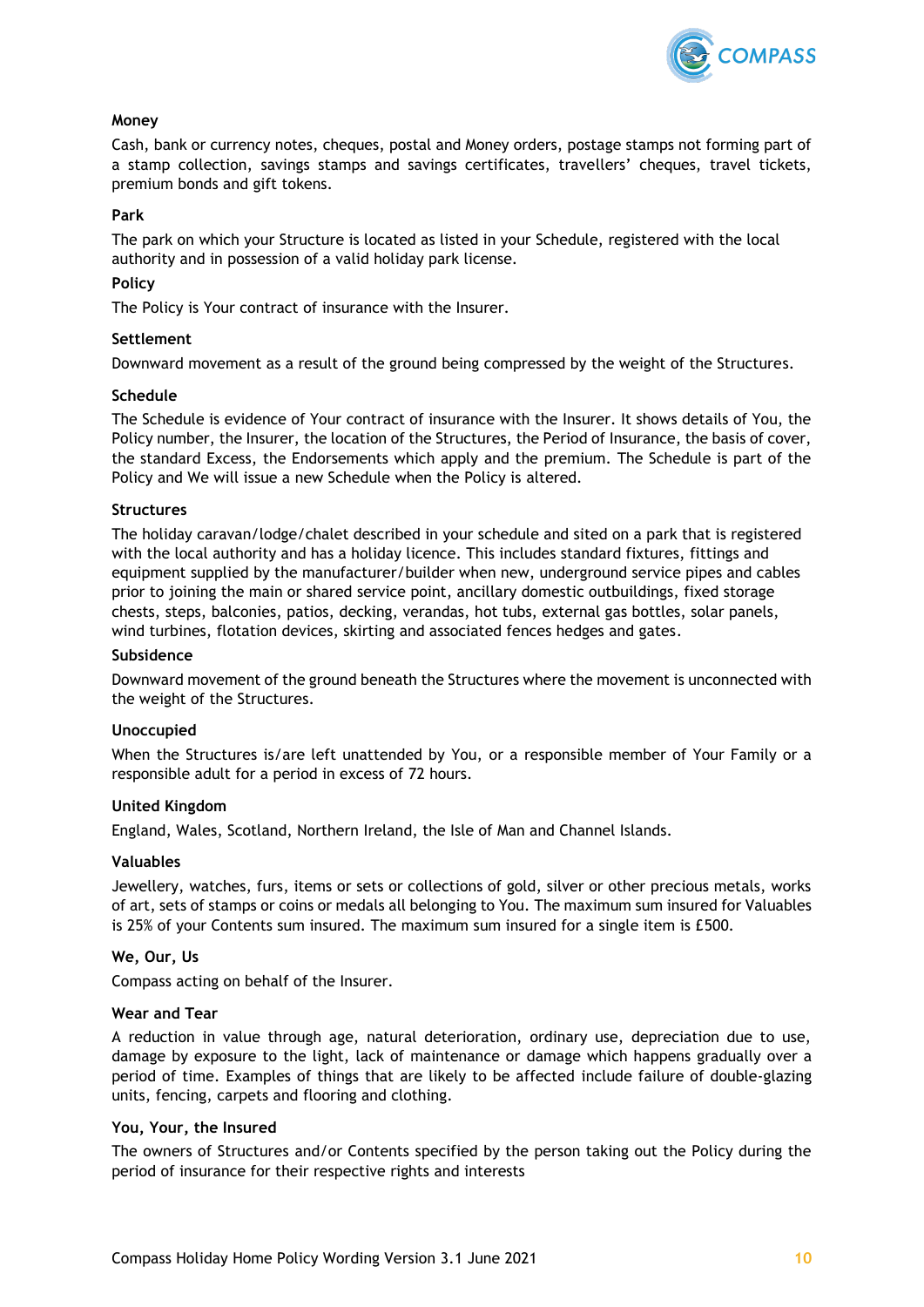**Money**

Cash, bank or currency notes, cheques, postal and Money orders, postage stamps not forming part of a stamp collection, savings stamps and savings certificates, travellers' cheques, travel tickets, premium bonds and gift tokens.

**Park**

The park on which your Structure is located as listed in your Schedule, registered with the local authority and in possession of a valid holiday park license.

**Policy**

The Policy is Your contract of insurance with the Insurer.

**Settlement**

Downward movement as a result of the ground being compressed by the weight of the Structures.

**Schedule**

The Schedule is evidence of Your contract of insurance with the Insurer. It shows details of You, the Policy number, the Insurer, the location of the Structures, the Period of Insurance, the basis of cover, the standard Excess, the Endorsements which apply and the premium. The Schedule is part of the Policy and We will issue a new Schedule when the Policy is altered.

**Structures**

The holiday caravan/lodge/chalet described in your schedule and sited on a park that is registered with the local authority and has a holiday licence. This includes standard fixtures, fittings and equipment supplied by the manufacturer/builder when new, underground service pipes and cables prior to joining the main or shared service point, ancillary domestic outbuildings, fixed storage chests, steps, balconies, patios, decking, verandas, hot tubs, external gas bottles, solar panels, wind turbines, flotation devices, skirting and associated fences hedges and gates.

**Subsidence**

Downward movement of the ground beneath the Structures where the movement is unconnected with the weight of the Structures.

**Unoccupied**

When the Structures is/are left unattended by You, or a responsible member of Your Family or a responsible adult for a period in excess of 72 hours.

**United Kingdom**

England, Wales, Scotland, Northern Ireland, the Isle of Man and Channel Islands.

**Valuables**

Jewellery, watches, furs, items or sets or collections of gold, silver or other precious metals, works of art, sets of stamps or coins or medals all belonging to You. The maximum sum insured for Valuables is 25% of your Contents sum insured. The maximum sum insured for a single item is £500.

**We, Our, Us**

Compass acting on behalf of the Insurer.

**Wear and Tear**

A reduction in value through age, natural deterioration, ordinary use, depreciation due to use, damage by exposure to the light, lack of maintenance or damage which happens gradually over a period of time. Examples of things that are likely to be affected include failure of double-glazing units, fencing, carpets and flooring and clothing.

**You, Your, the Insured**

The owners of Structures and/or Contents specified by the person taking out the Policy during the period of insurance for their respective rights and interests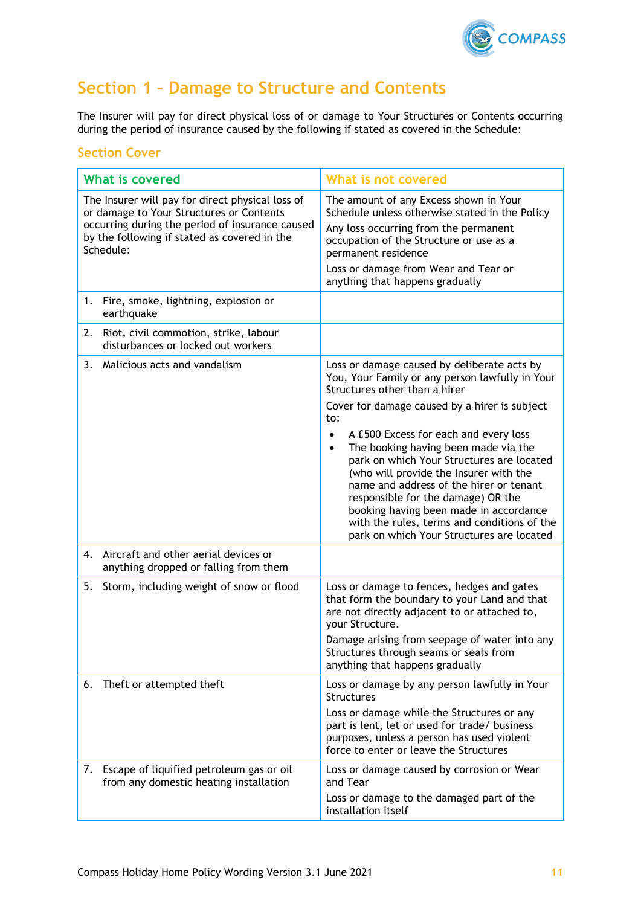## Section 1 – Damage to Structure and Contents

The Insurer will pay for direct physical loss of or damage to Your Structures or Contents occurring during the period of insurance caused by the following if stated as covered in the Schedule:

### Section Cover

| What is covered | What is not covered |
|---|---|
| The Insurer will pay for direct physical loss of or damage to Your Structures or Contents occurring during the period of insurance caused by the following if stated as covered in the Schedule: | The amount of any Excess shown in Your Schedule unless otherwise stated in the Policy<br>Any loss occurring from the permanent occupation of the Structure or use as a permanent residence<br>Loss or damage from Wear and Tear or anything that happens gradually |
| 1. Fire, smoke, lightning, explosion or earthquake | |
| 2. Riot, civil commotion, strike, labour disturbances or locked out workers | |
| 3. Malicious acts and vandalism | Loss or damage caused by deliberate acts by You, Your Family or any person lawfully in Your Structures other than a hirer<br>Cover for damage caused by a hirer is subject to:<br>• A £500 Excess for each and every loss<br>• The booking having been made via the park on which Your Structures are located (who will provide the Insurer with the name and address of the hirer or tenant responsible for the damage) OR the booking having been made in accordance with the rules, terms and conditions of the park on which Your Structures are located |
| 4. Aircraft and other aerial devices or anything dropped or falling from them | |
| 5. Storm, including weight of snow or flood | Loss or damage to fences, hedges and gates that form the boundary to your Land and that are not directly adjacent to or attached to, your Structure.<br>Damage arising from seepage of water into any Structures through seams or seals from anything that happens gradually |
| 6. Theft or attempted theft | Loss or damage by any person lawfully in Your Structures<br>Loss or damage while the Structures or any part is lent, let or used for trade/ business purposes, unless a person has used violent force to enter or leave the Structures |
| 7. Escape of liquified petroleum gas or oil from any domestic heating installation | Loss or damage caused by corrosion or Wear and Tear<br>Loss or damage to the damaged part of the installation itself |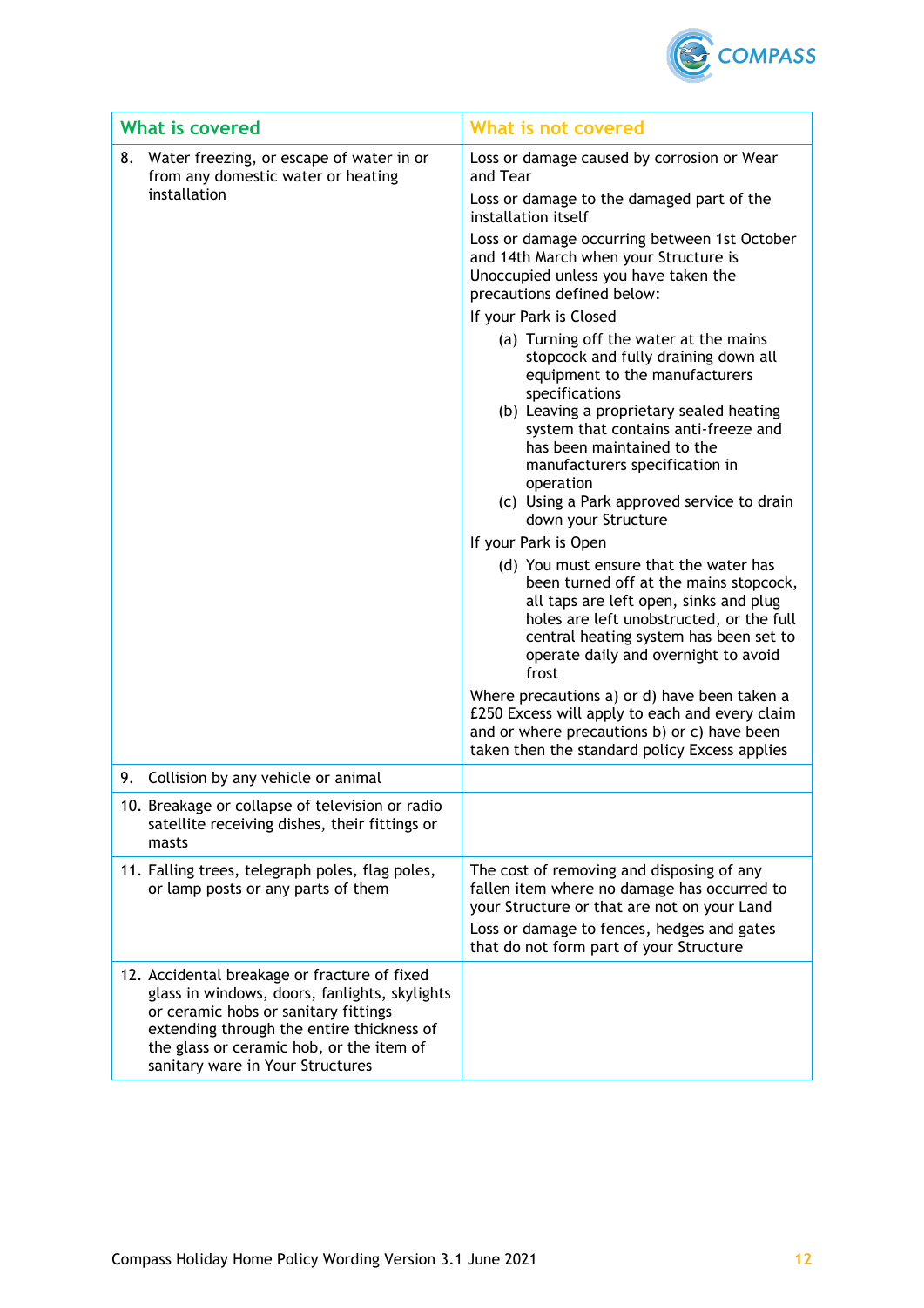| What is covered | What is not covered |
| --- | --- |
| 8. Water freezing, or escape of water in or from any domestic water or heating installation | Loss or damage caused by corrosion or Wear and Tear<br><br>Loss or damage to the damaged part of the installation itself<br><br>Loss or damage occurring between 1st October and 14th March when your Structure is Unoccupied unless you have taken the precautions defined below:<br><br>If your Park is Closed<br><br>(a) Turning off the water at the mains stopcock and fully draining down all equipment to the manufacturers specifications<br>(b) Leaving a proprietary sealed heating system that contains anti-freeze and has been maintained to the manufacturers specification in operation<br>(c) Using a Park approved service to drain down your Structure<br><br>If your Park is Open<br><br>(d) You must ensure that the water has been turned off at the mains stopcock, all taps are left open, sinks and plug holes are left unobstructed, or the full central heating system has been set to operate daily and overnight to avoid frost<br><br>Where precautions a) or d) have been taken a £250 Excess will apply to each and every claim and or where precautions b) or c) have been taken then the standard policy Excess applies |
| 9. Collision by any vehicle or animal | |
| 10. Breakage or collapse of television or radio satellite receiving dishes, their fittings or masts | |
| 11. Falling trees, telegraph poles, flag poles, or lamp posts or any parts of them | The cost of removing and disposing of any fallen item where no damage has occurred to your Structure or that are not on your Land<br><br>Loss or damage to fences, hedges and gates that do not form part of your Structure |
| 12. Accidental breakage or fracture of fixed glass in windows, doors, fanlights, skylights or ceramic hobs or sanitary fittings extending through the entire thickness of the glass or ceramic hob, or the item of sanitary ware in Your Structures | |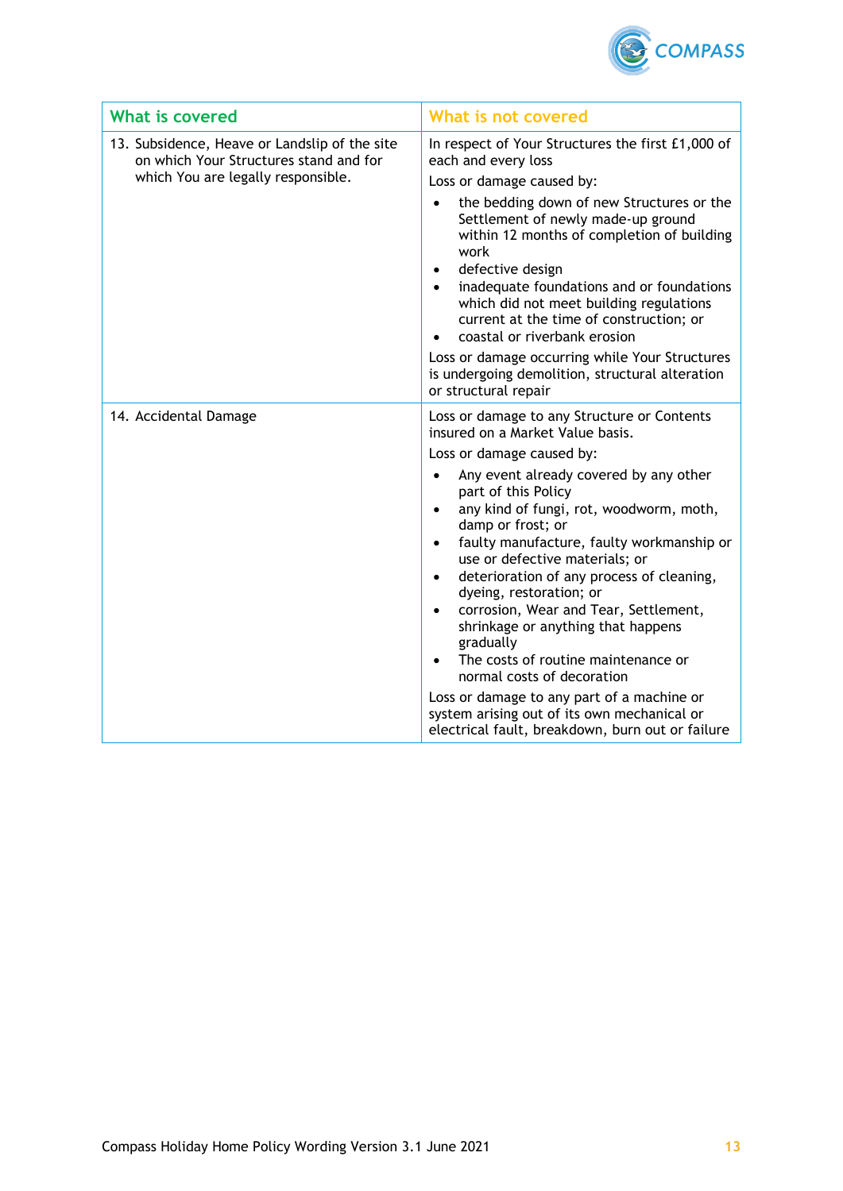| What is covered | What is not covered |
|---|---|
| 13. Subsidence, Heave or Landslip of the site on which Your Structures stand and for which You are legally responsible. | In respect of Your Structures the first £1,000 of each and every loss<br><br>Loss or damage caused by:<br><br>• the bedding down of new Structures or the Settlement of newly made-up ground within 12 months of completion of building work<br>• defective design<br>• inadequate foundations and or foundations which did not meet building regulations current at the time of construction; or<br>• coastal or riverbank erosion<br><br>Loss or damage occurring while Your Structures is undergoing demolition, structural alteration or structural repair |
| 14. Accidental Damage | Loss or damage to any Structure or Contents insured on a Market Value basis.<br><br>Loss or damage caused by:<br><br>• Any event already covered by any other part of this Policy<br>• any kind of fungi, rot, woodworm, moth, damp or frost; or<br>• faulty manufacture, faulty workmanship or use or defective materials; or<br>• deterioration of any process of cleaning, dyeing, restoration; or<br>• corrosion, Wear and Tear, Settlement, shrinkage or anything that happens gradually<br>• The costs of routine maintenance or normal costs of decoration<br><br>Loss or damage to any part of a machine or system arising out of its own mechanical or electrical fault, breakdown, burn out or failure |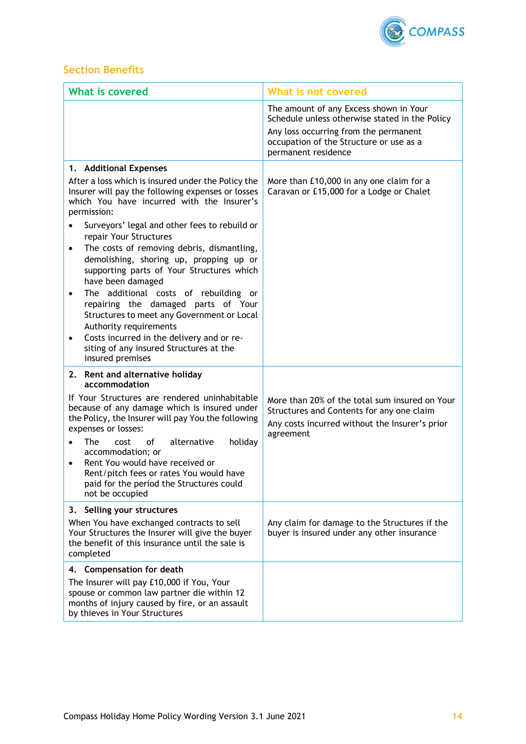## Section Benefits

| What is covered | What is not covered |
|---|---|
| | The amount of any Excess shown in Your Schedule unless otherwise stated in the Policy<br>Any loss occurring from the permanent occupation of the Structure or use as a permanent residence |
| **1. Additional Expenses**<br>After a loss which is insured under the Policy the Insurer will pay the following expenses or losses which You have incurred with the Insurer's permission:<br>• Surveyors' legal and other fees to rebuild or repair Your Structures<br>• The costs of removing debris, dismantling, demolishing, shoring up, propping up or supporting parts of Your Structures which have been damaged<br>• The additional costs of rebuilding or repairing the damaged parts of Your Structures to meet any Government or Local Authority requirements<br>• Costs incurred in the delivery and or re-siting of any insured Structures at the insured premises | More than £10,000 in any one claim for a Caravan or £15,000 for a Lodge or Chalet |
| **2. Rent and alternative holiday accommodation**<br>If Your Structures are rendered uninhabitable because of any damage which is insured under the Policy, the Insurer will pay You the following expenses or losses:<br>• The cost of alternative holiday accommodation; or<br>• Rent You would have received or Rent/pitch fees or rates You would have paid for the period the Structures could not be occupied | More than 20% of the total sum insured on Your Structures and Contents for any one claim<br>Any costs incurred without the Insurer's prior agreement |
| **3. Selling your structures**<br>When You have exchanged contracts to sell Your Structures the Insurer will give the buyer the benefit of this insurance until the sale is completed | Any claim for damage to the Structures if the buyer is insured under any other insurance |
| **4. Compensation for death**<br>The Insurer will pay £10,000 if You, Your spouse or common law partner die within 12 months of injury caused by fire, or an assault by thieves in Your Structures | |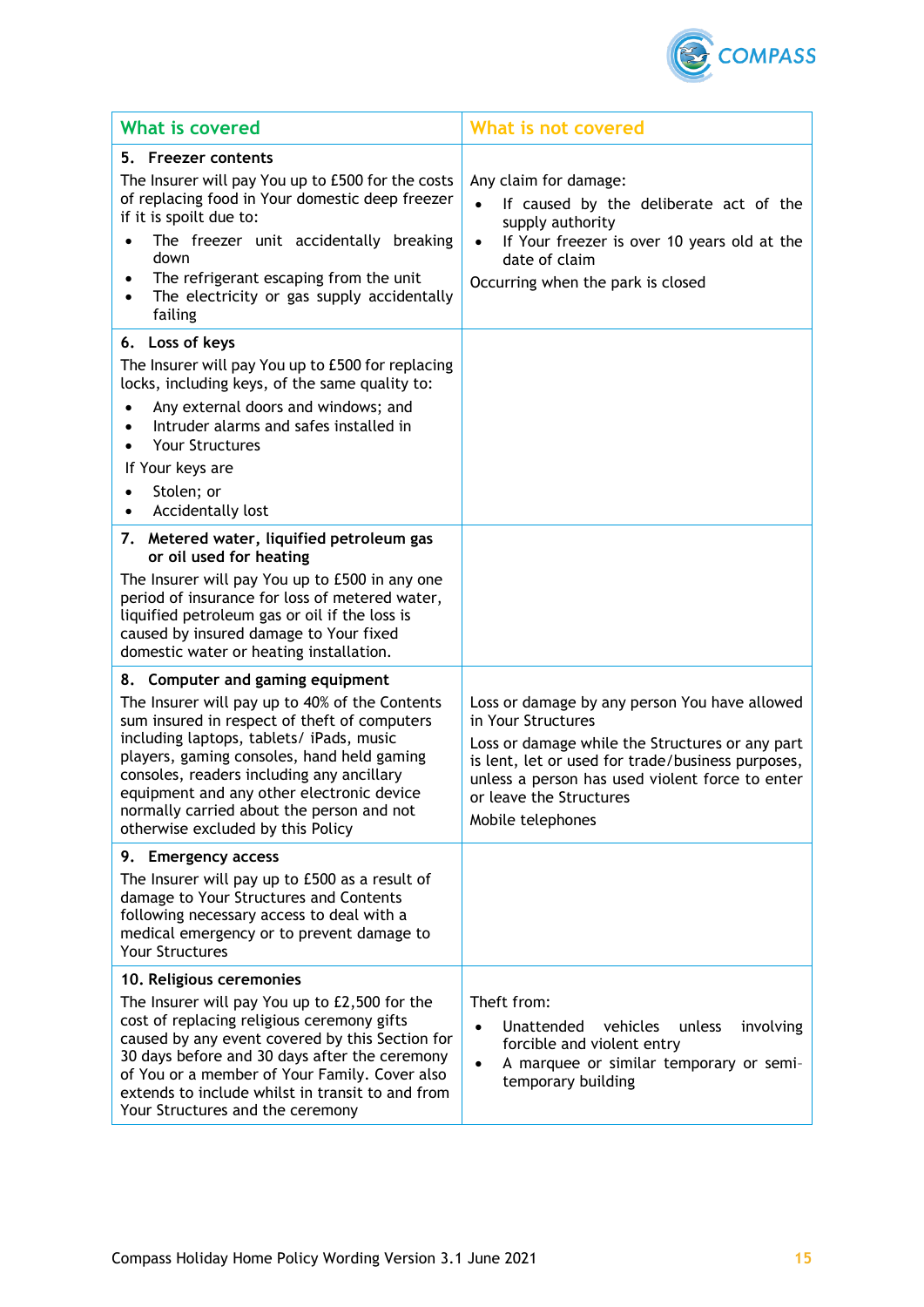| What is covered | What is not covered |
|---|---|
| **5. Freezer contents**<br>The Insurer will pay You up to £500 for the costs of replacing food in Your domestic deep freezer if it is spoilt due to:<br>• The freezer unit accidentally breaking down<br>• The refrigerant escaping from the unit<br>• The electricity or gas supply accidentally failing | Any claim for damage:<br>• If caused by the deliberate act of the supply authority<br>• If Your freezer is over 10 years old at the date of claim<br>Occurring when the park is closed |
| **6. Loss of keys**<br>The Insurer will pay You up to £500 for replacing locks, including keys, of the same quality to:<br>• Any external doors and windows; and<br>• Intruder alarms and safes installed in<br>• Your Structures<br>If Your keys are<br>• Stolen; or<br>• Accidentally lost | |
| **7. Metered water, liquified petroleum gas or oil used for heating**<br>The Insurer will pay You up to £500 in any one period of insurance for loss of metered water, liquified petroleum gas or oil if the loss is caused by insured damage to Your fixed domestic water or heating installation. | |
| **8. Computer and gaming equipment**<br>The Insurer will pay up to 40% of the Contents sum insured in respect of theft of computers including laptops, tablets/ iPads, music players, gaming consoles, hand held gaming consoles, readers including any ancillary equipment and any other electronic device normally carried about the person and not otherwise excluded by this Policy | Loss or damage by any person You have allowed in Your Structures<br>Loss or damage while the Structures or any part is lent, let or used for trade/business purposes, unless a person has used violent force to enter or leave the Structures<br>Mobile telephones |
| **9. Emergency access**<br>The Insurer will pay up to £500 as a result of damage to Your Structures and Contents following necessary access to deal with a medical emergency or to prevent damage to Your Structures | |
| **10. Religious ceremonies**<br>The Insurer will pay You up to £2,500 for the cost of replacing religious ceremony gifts caused by any event covered by this Section for 30 days before and 30 days after the ceremony of You or a member of Your Family. Cover also extends to include whilst in transit to and from Your Structures and the ceremony | Theft from:<br>• Unattended vehicles unless involving forcible and violent entry<br>• A marquee or similar temporary or semi-temporary building |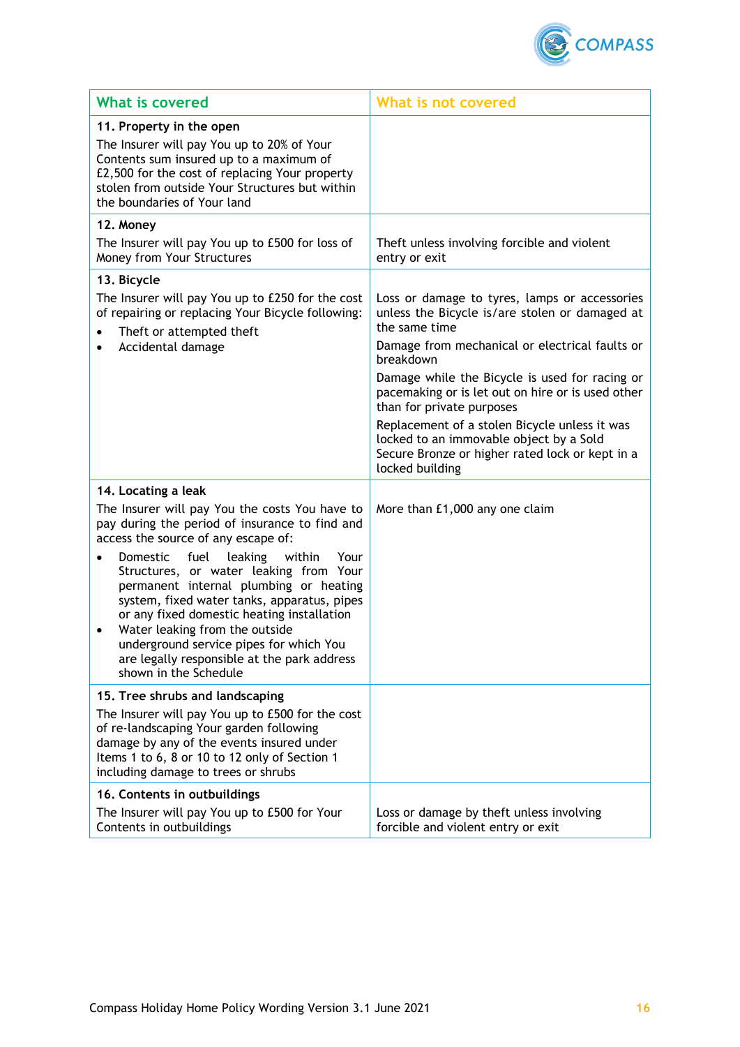| What is covered | What is not covered |
| --- | --- |
| **11. Property in the open**<br>The Insurer will pay You up to 20% of Your Contents sum insured up to a maximum of £2,500 for the cost of replacing Your property stolen from outside Your Structures but within the boundaries of Your land | |
| **12. Money**<br>The Insurer will pay You up to £500 for loss of Money from Your Structures | Theft unless involving forcible and violent entry or exit |
| **13. Bicycle**<br>The Insurer will pay You up to £250 for the cost of repairing or replacing Your Bicycle following:<br>• Theft or attempted theft<br>• Accidental damage | Loss or damage to tyres, lamps or accessories unless the Bicycle is/are stolen or damaged at the same time<br>Damage from mechanical or electrical faults or breakdown<br>Damage while the Bicycle is used for racing or pacemaking or is let out on hire or is used other than for private purposes<br>Replacement of a stolen Bicycle unless it was locked to an immovable object by a Sold Secure Bronze or higher rated lock or kept in a locked building |
| **14. Locating a leak**<br>The Insurer will pay You the costs You have to pay during the period of insurance to find and access the source of any escape of:<br>• Domestic fuel leaking within Your Structures, or water leaking from Your permanent internal plumbing or heating system, fixed water tanks, apparatus, pipes or any fixed domestic heating installation<br>• Water leaking from the outside underground service pipes for which You are legally responsible at the park address shown in the Schedule | More than £1,000 any one claim |
| **15. Tree shrubs and landscaping**<br>The Insurer will pay You up to £500 for the cost of re-landscaping Your garden following damage by any of the events insured under Items 1 to 6, 8 or 10 to 12 only of Section 1 including damage to trees or shrubs | |
| **16. Contents in outbuildings**<br>The Insurer will pay You up to £500 for Your Contents in outbuildings | Loss or damage by theft unless involving forcible and violent entry or exit |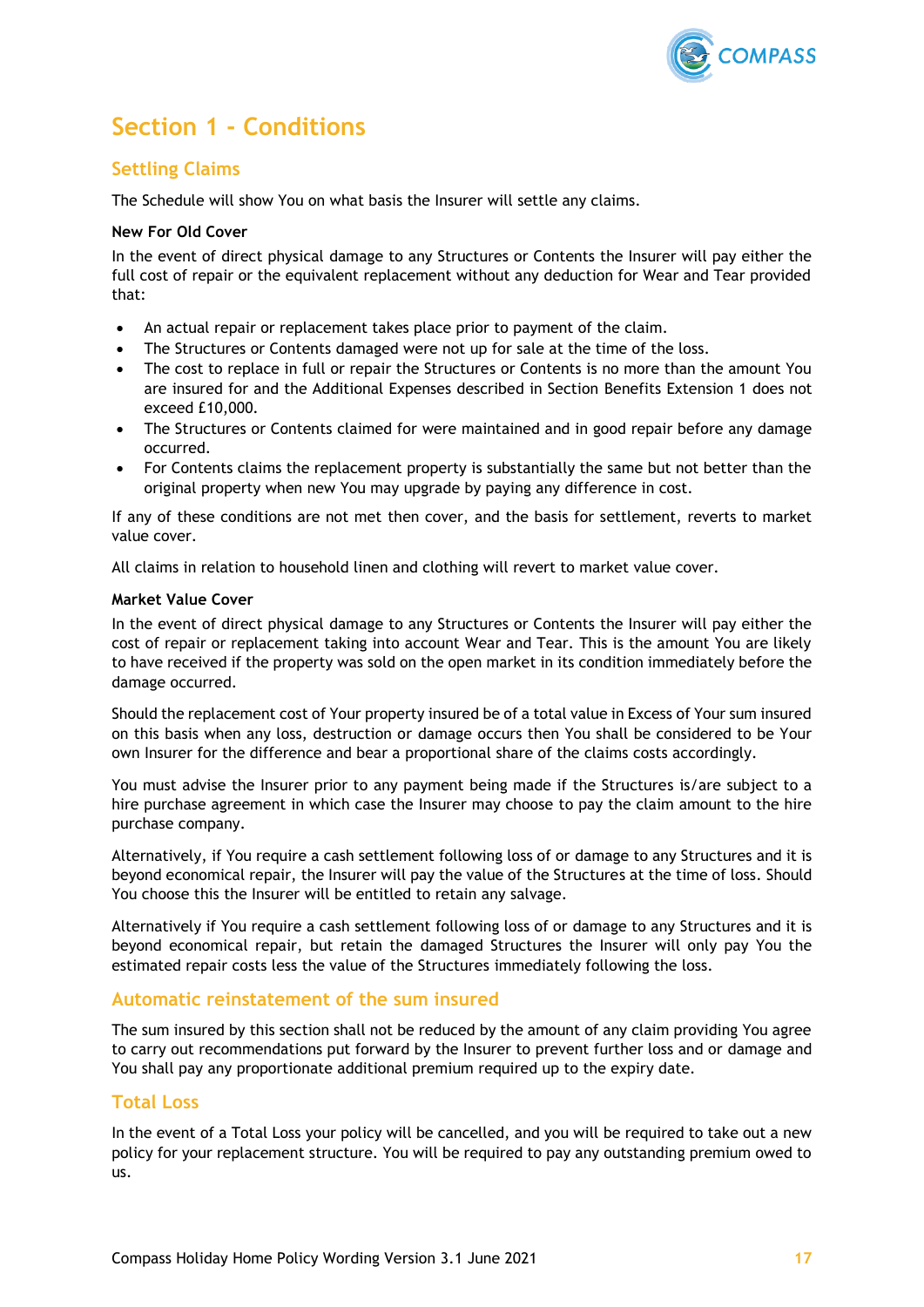# Section 1 - Conditions

## Settling Claims

The Schedule will show You on what basis the Insurer will settle any claims.

**New For Old Cover**

In the event of direct physical damage to any Structures or Contents the Insurer will pay either the full cost of repair or the equivalent replacement without any deduction for Wear and Tear provided that:

- An actual repair or replacement takes place prior to payment of the claim.
- The Structures or Contents damaged were not up for sale at the time of the loss.
- The cost to replace in full or repair the Structures or Contents is no more than the amount You are insured for and the Additional Expenses described in Section Benefits Extension 1 does not exceed £10,000.
- The Structures or Contents claimed for were maintained and in good repair before any damage occurred.
- For Contents claims the replacement property is substantially the same but not better than the original property when new You may upgrade by paying any difference in cost.

If any of these conditions are not met then cover, and the basis for settlement, reverts to market value cover.

All claims in relation to household linen and clothing will revert to market value cover.

**Market Value Cover**

In the event of direct physical damage to any Structures or Contents the Insurer will pay either the cost of repair or replacement taking into account Wear and Tear. This is the amount You are likely to have received if the property was sold on the open market in its condition immediately before the damage occurred.

Should the replacement cost of Your property insured be of a total value in Excess of Your sum insured on this basis when any loss, destruction or damage occurs then You shall be considered to be Your own Insurer for the difference and bear a proportional share of the claims costs accordingly.

You must advise the Insurer prior to any payment being made if the Structures is/are subject to a hire purchase agreement in which case the Insurer may choose to pay the claim amount to the hire purchase company.

Alternatively, if You require a cash settlement following loss of or damage to any Structures and it is beyond economical repair, the Insurer will pay the value of the Structures at the time of loss. Should You choose this the Insurer will be entitled to retain any salvage.

Alternatively if You require a cash settlement following loss of or damage to any Structures and it is beyond economical repair, but retain the damaged Structures the Insurer will only pay You the estimated repair costs less the value of the Structures immediately following the loss.

## Automatic reinstatement of the sum insured

The sum insured by this section shall not be reduced by the amount of any claim providing You agree to carry out recommendations put forward by the Insurer to prevent further loss and or damage and You shall pay any proportionate additional premium required up to the expiry date.

## Total Loss

In the event of a Total Loss your policy will be cancelled, and you will be required to take out a new policy for your replacement structure. You will be required to pay any outstanding premium owed to us.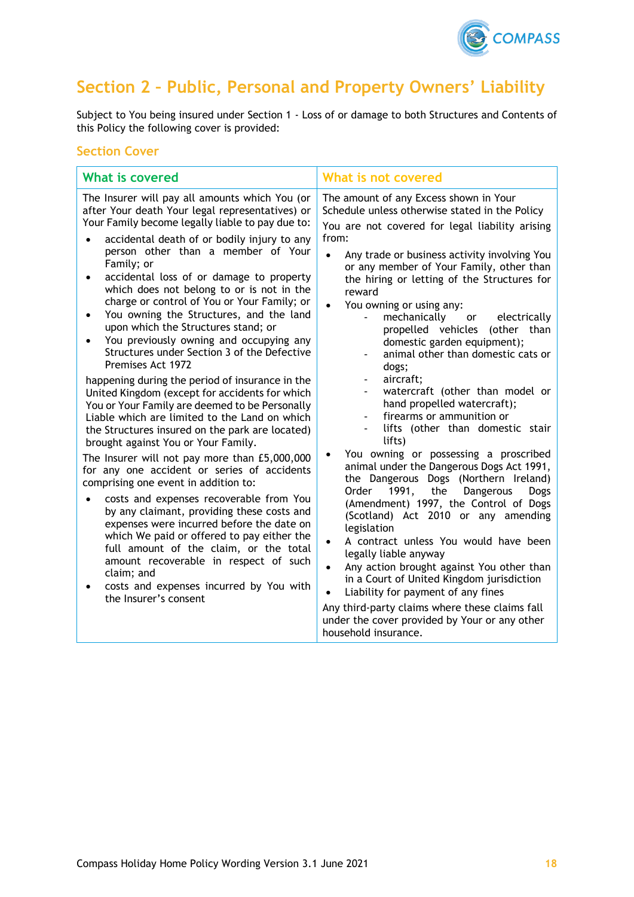# Section 2 – Public, Personal and Property Owners' Liability

Subject to You being insured under Section 1 - Loss of or damage to both Structures and Contents of this Policy the following cover is provided:

## Section Cover

| What is covered | What is not covered |
|---|---|
| The Insurer will pay all amounts which You (or after Your death Your legal representatives) or Your Family become legally liable to pay due to:<br>• accidental death of or bodily injury to any person other than a member of Your Family; or<br>• accidental loss of or damage to property which does not belong to or is not in the charge or control of You or Your Family; or<br>• You owning the Structures, and the land upon which the Structures stand; or<br>• You previously owning and occupying any Structures under Section 3 of the Defective Premises Act 1972<br><br>happening during the period of insurance in the United Kingdom (except for accidents for which You or Your Family are deemed to be Personally Liable which are limited to the Land on which the Structures insured on the park are located) brought against You or Your Family.<br><br>The Insurer will not pay more than £5,000,000 for any one accident or series of accidents comprising one event in addition to:<br>• costs and expenses recoverable from You by any claimant, providing these costs and expenses were incurred before the date on which We paid or offered to pay either the full amount of the claim, or the total amount recoverable in respect of such claim; and<br>• costs and expenses incurred by You with the Insurer's consent | The amount of any Excess shown in Your Schedule unless otherwise stated in the Policy<br><br>You are not covered for legal liability arising from:<br>• Any trade or business activity involving You or any member of Your Family, other than the hiring or letting of the Structures for reward<br>• You owning or using any:<br>  - mechanically or electrically propelled vehicles (other than domestic garden equipment);<br>  - animal other than domestic cats or dogs;<br>  - aircraft;<br>  - watercraft (other than model or hand propelled watercraft);<br>  - firearms or ammunition or<br>  - lifts (other than domestic stair lifts)<br>• You owning or possessing a proscribed animal under the Dangerous Dogs Act 1991, the Dangerous Dogs (Northern Ireland) Order 1991, the Dangerous Dogs (Amendment) 1997, the Control of Dogs (Scotland) Act 2010 or any amending legislation<br>• A contract unless You would have been legally liable anyway<br>• Any action brought against You other than in a Court of United Kingdom jurisdiction<br>• Liability for payment of any fines<br><br>Any third-party claims where these claims fall under the cover provided by Your or any other household insurance. |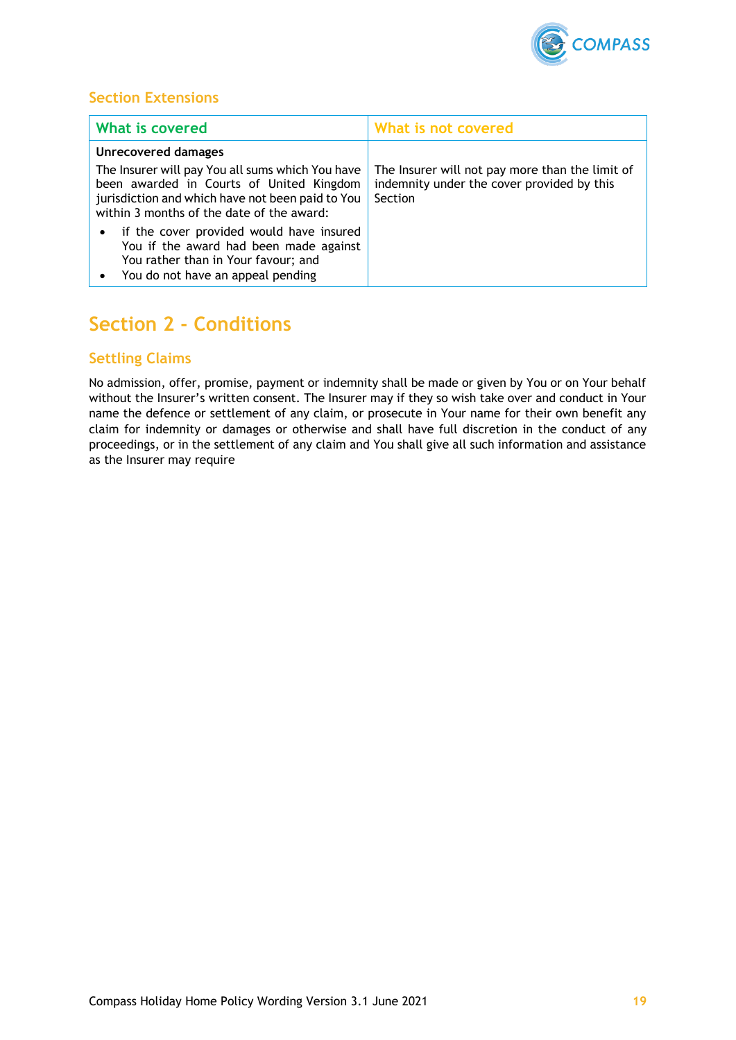### Section Extensions

| What is covered | What is not covered |
| --- | --- |
| **Unrecovered damages**<br>The Insurer will pay You all sums which You have been awarded in Courts of United Kingdom jurisdiction and which have not been paid to You within 3 months of the date of the award:<br>• if the cover provided would have insured You if the award had been made against You rather than in Your favour; and<br>• You do not have an appeal pending | The Insurer will not pay more than the limit of indemnity under the cover provided by this Section |

## Section 2 - Conditions

### Settling Claims

No admission, offer, promise, payment or indemnity shall be made or given by You or on Your behalf without the Insurer's written consent. The Insurer may if they so wish take over and conduct in Your name the defence or settlement of any claim, or prosecute in Your name for their own benefit any claim for indemnity or damages or otherwise and shall have full discretion in the conduct of any proceedings, or in the settlement of any claim and You shall give all such information and assistance as the Insurer may require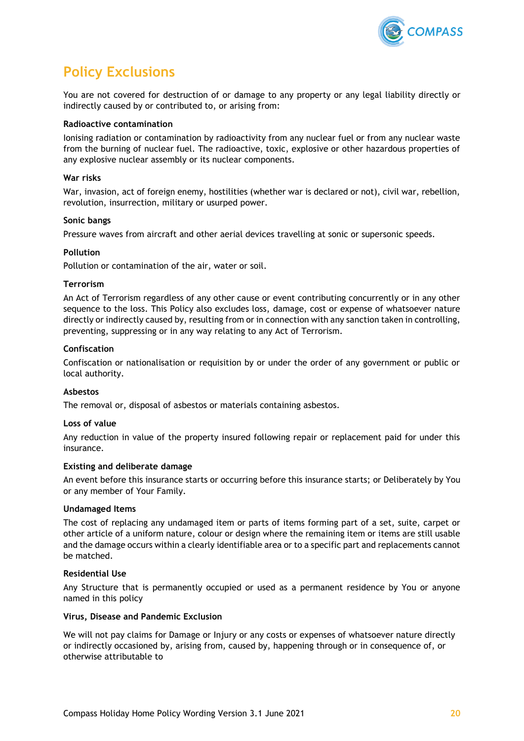## Policy Exclusions

You are not covered for destruction of or damage to any property or any legal liability directly or indirectly caused by or contributed to, or arising from:

**Radioactive contamination**

Ionising radiation or contamination by radioactivity from any nuclear fuel or from any nuclear waste from the burning of nuclear fuel. The radioactive, toxic, explosive or other hazardous properties of any explosive nuclear assembly or its nuclear components.

**War risks**

War, invasion, act of foreign enemy, hostilities (whether war is declared or not), civil war, rebellion, revolution, insurrection, military or usurped power.

**Sonic bangs**

Pressure waves from aircraft and other aerial devices travelling at sonic or supersonic speeds.

**Pollution**

Pollution or contamination of the air, water or soil.

**Terrorism**

An Act of Terrorism regardless of any other cause or event contributing concurrently or in any other sequence to the loss. This Policy also excludes loss, damage, cost or expense of whatsoever nature directly or indirectly caused by, resulting from or in connection with any sanction taken in controlling, preventing, suppressing or in any way relating to any Act of Terrorism.

**Confiscation**

Confiscation or nationalisation or requisition by or under the order of any government or public or local authority.

**Asbestos**

The removal or, disposal of asbestos or materials containing asbestos.

**Loss of value**

Any reduction in value of the property insured following repair or replacement paid for under this insurance.

**Existing and deliberate damage**

An event before this insurance starts or occurring before this insurance starts; or Deliberately by You or any member of Your Family.

**Undamaged Items**

The cost of replacing any undamaged item or parts of items forming part of a set, suite, carpet or other article of a uniform nature, colour or design where the remaining item or items are still usable and the damage occurs within a clearly identifiable area or to a specific part and replacements cannot be matched.

**Residential Use**

Any Structure that is permanently occupied or used as a permanent residence by You or anyone named in this policy

**Virus, Disease and Pandemic Exclusion**

We will not pay claims for Damage or Injury or any costs or expenses of whatsoever nature directly or indirectly occasioned by, arising from, caused by, happening through or in consequence of, or otherwise attributable to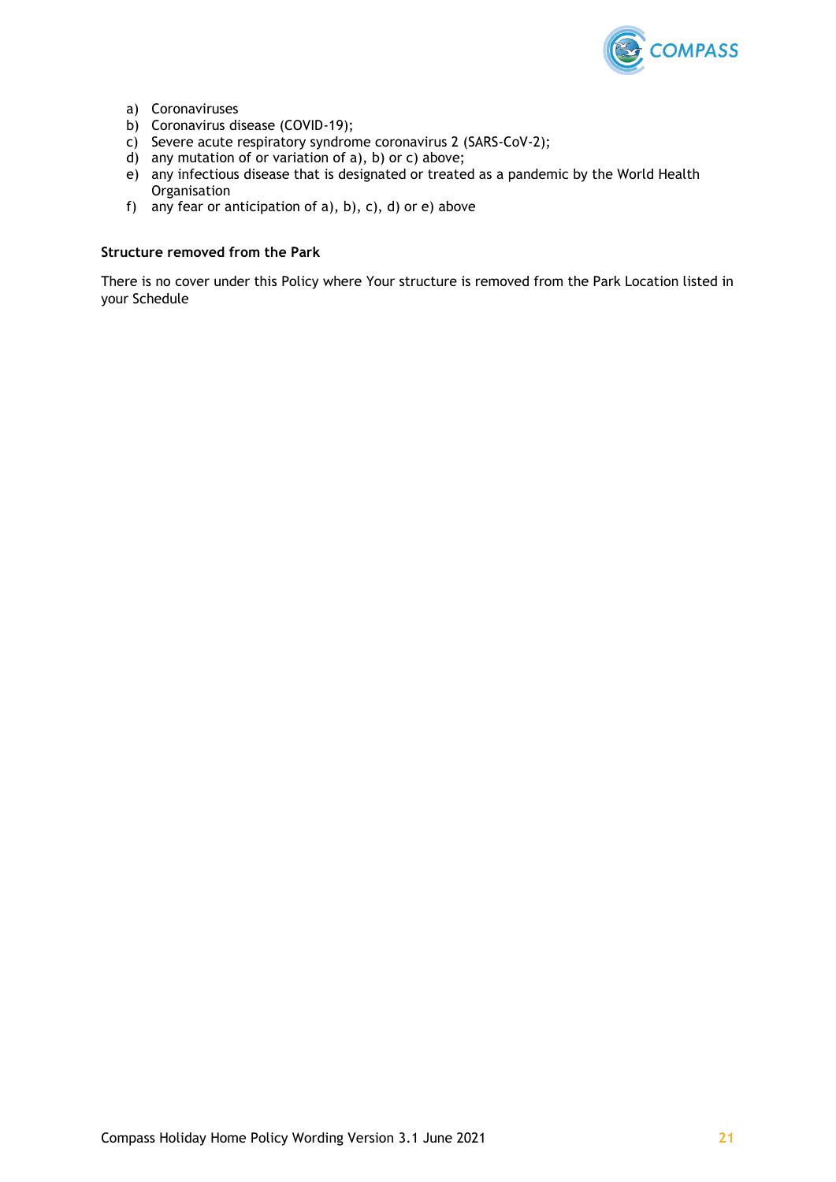a) Coronaviruses
b) Coronavirus disease (COVID-19);
c) Severe acute respiratory syndrome coronavirus 2 (SARS-CoV-2);
d) any mutation of or variation of a), b) or c) above;
e) any infectious disease that is designated or treated as a pandemic by the World Health Organisation
f) any fear or anticipation of a), b), c), d) or e) above

**Structure removed from the Park**

There is no cover under this Policy where Your structure is removed from the Park Location listed in your Schedule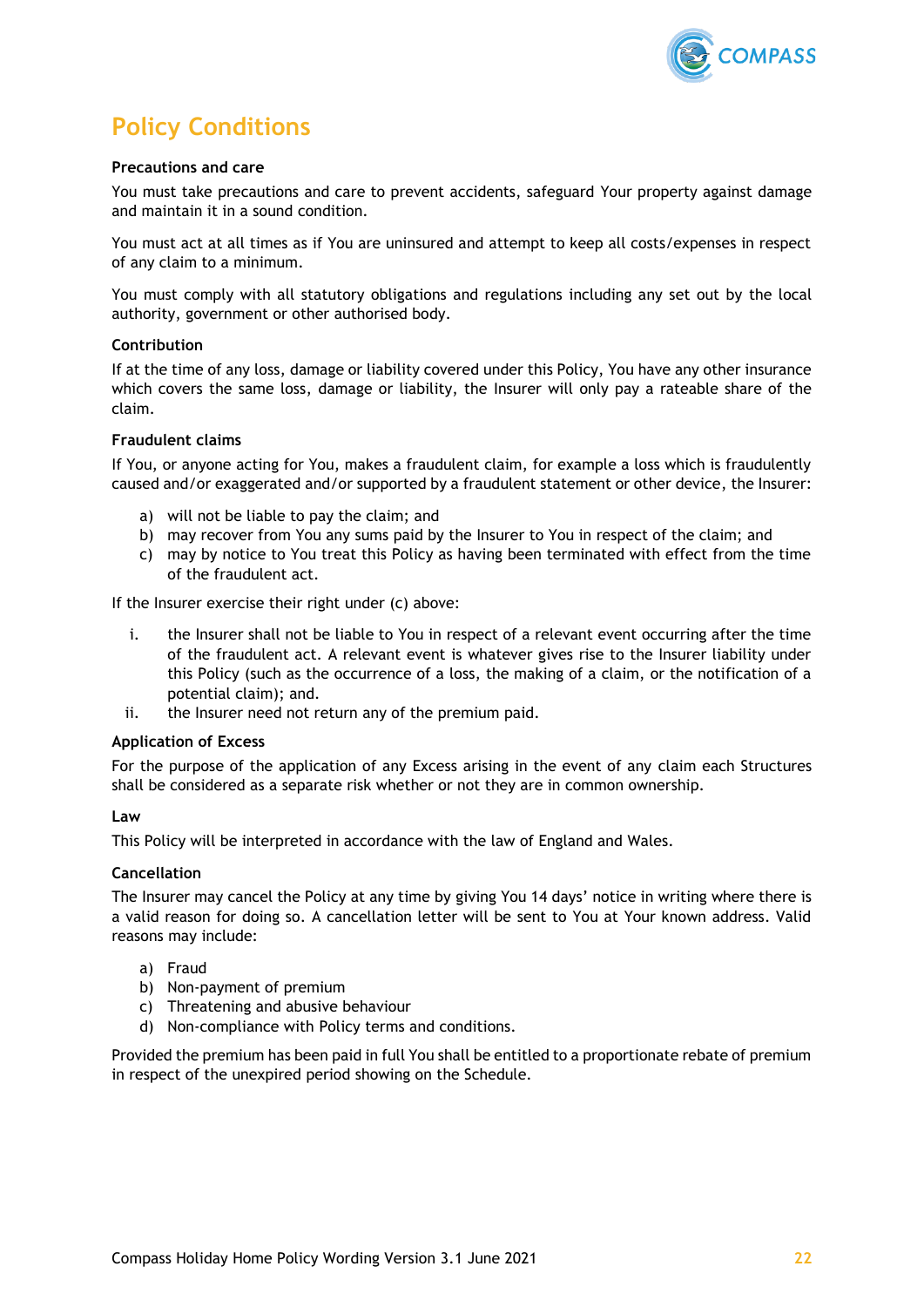# Policy Conditions

### Precautions and care

You must take precautions and care to prevent accidents, safeguard Your property against damage and maintain it in a sound condition.

You must act at all times as if You are uninsured and attempt to keep all costs/expenses in respect of any claim to a minimum.

You must comply with all statutory obligations and regulations including any set out by the local authority, government or other authorised body.

### Contribution

If at the time of any loss, damage or liability covered under this Policy, You have any other insurance which covers the same loss, damage or liability, the Insurer will only pay a rateable share of the claim.

### Fraudulent claims

If You, or anyone acting for You, makes a fraudulent claim, for example a loss which is fraudulently caused and/or exaggerated and/or supported by a fraudulent statement or other device, the Insurer:

a) will not be liable to pay the claim; and
b) may recover from You any sums paid by the Insurer to You in respect of the claim; and
c) may by notice to You treat this Policy as having been terminated with effect from the time of the fraudulent act.

If the Insurer exercise their right under (c) above:

i. the Insurer shall not be liable to You in respect of a relevant event occurring after the time of the fraudulent act. A relevant event is whatever gives rise to the Insurer liability under this Policy (such as the occurrence of a loss, the making of a claim, or the notification of a potential claim); and
ii. the Insurer need not return any of the premium paid.

### Application of Excess

For the purpose of the application of any Excess arising in the event of any claim each Structures shall be considered as a separate risk whether or not they are in common ownership.

### Law

This Policy will be interpreted in accordance with the law of England and Wales.

### Cancellation

The Insurer may cancel the Policy at any time by giving You 14 days' notice in writing where there is a valid reason for doing so. A cancellation letter will be sent to You at Your known address. Valid reasons may include:

a) Fraud
b) Non-payment of premium
c) Threatening and abusive behaviour
d) Non-compliance with Policy terms and conditions.

Provided the premium has been paid in full You shall be entitled to a proportionate rebate of premium in respect of the unexpired period showing on the Schedule.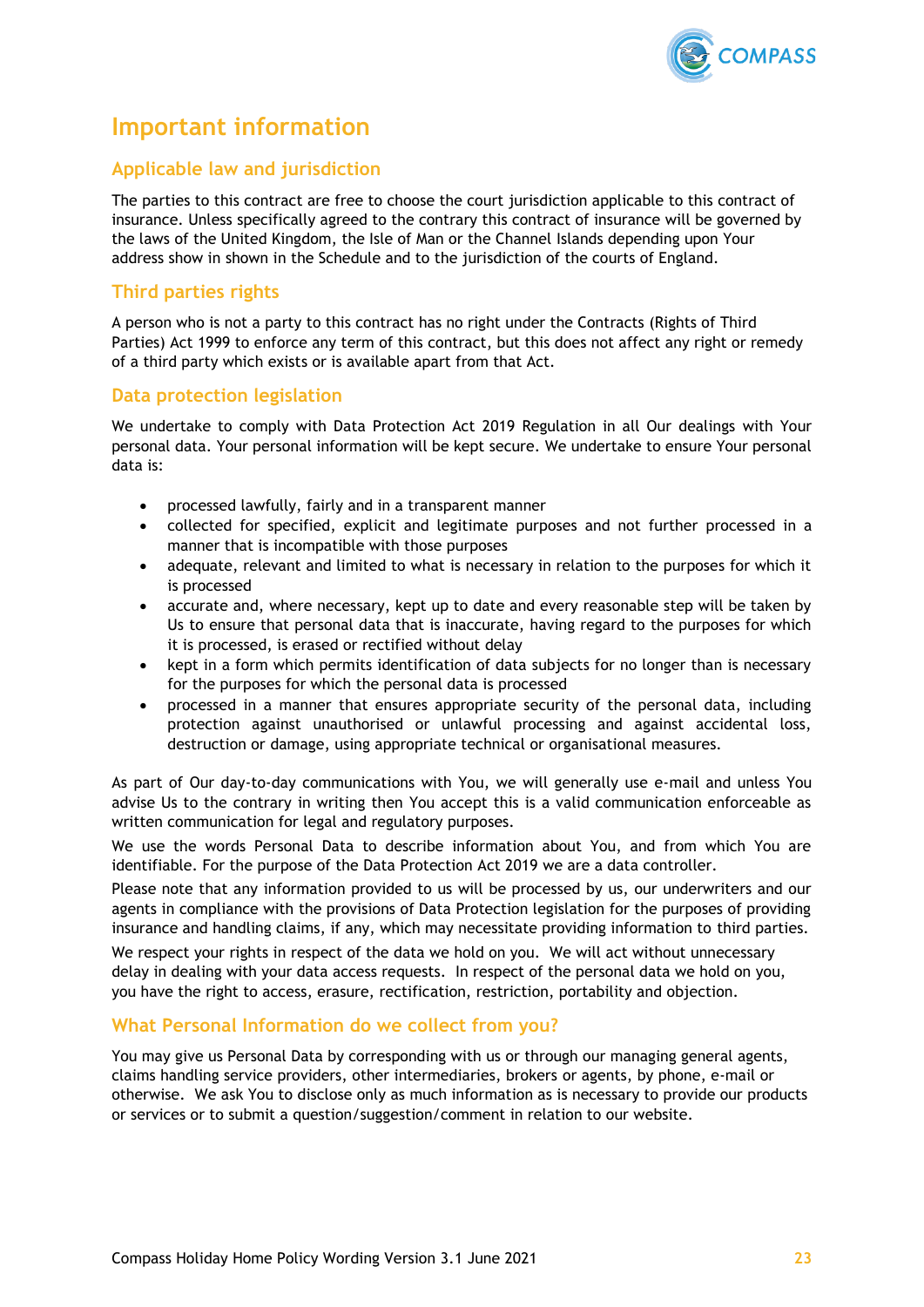# Important information

## Applicable law and jurisdiction

The parties to this contract are free to choose the court jurisdiction applicable to this contract of insurance. Unless specifically agreed to the contrary this contract of insurance will be governed by the laws of the United Kingdom, the Isle of Man or the Channel Islands depending upon Your address show in shown in the Schedule and to the jurisdiction of the courts of England.

## Third parties rights

A person who is not a party to this contract has no right under the Contracts (Rights of Third Parties) Act 1999 to enforce any term of this contract, but this does not affect any right or remedy of a third party which exists or is available apart from that Act.

## Data protection legislation

We undertake to comply with Data Protection Act 2019 Regulation in all Our dealings with Your personal data. Your personal information will be kept secure. We undertake to ensure Your personal data is:

- processed lawfully, fairly and in a transparent manner
- collected for specified, explicit and legitimate purposes and not further processed in a manner that is incompatible with those purposes
- adequate, relevant and limited to what is necessary in relation to the purposes for which it is processed
- accurate and, where necessary, kept up to date and every reasonable step will be taken by Us to ensure that personal data that is inaccurate, having regard to the purposes for which it is processed, is erased or rectified without delay
- kept in a form which permits identification of data subjects for no longer than is necessary for the purposes for which the personal data is processed
- processed in a manner that ensures appropriate security of the personal data, including protection against unauthorised or unlawful processing and against accidental loss, destruction or damage, using appropriate technical or organisational measures.

As part of Our day-to-day communications with You, we will generally use e-mail and unless You advise Us to the contrary in writing then You accept this is a valid communication enforceable as written communication for legal and regulatory purposes.

We use the words Personal Data to describe information about You, and from which You are identifiable. For the purpose of the Data Protection Act 2019 we are a data controller.

Please note that any information provided to us will be processed by us, our underwriters and our agents in compliance with the provisions of Data Protection legislation for the purposes of providing insurance and handling claims, if any, which may necessitate providing information to third parties.

We respect your rights in respect of the data we hold on you. We will act without unnecessary delay in dealing with your data access requests. In respect of the personal data we hold on you, you have the right to access, erasure, rectification, restriction, portability and objection.

## What Personal Information do we collect from you?

You may give us Personal Data by corresponding with us or through our managing general agents, claims handling service providers, other intermediaries, brokers or agents, by phone, e-mail or otherwise. We ask You to disclose only as much information as is necessary to provide our products or services or to submit a question/suggestion/comment in relation to our website.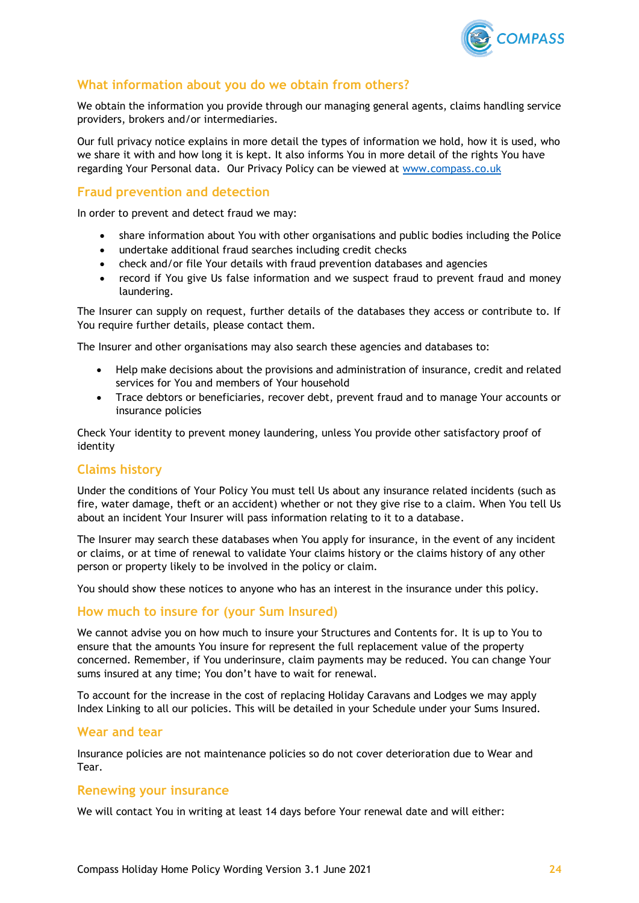## What information about you do we obtain from others?

We obtain the information you provide through our managing general agents, claims handling service providers, brokers and/or intermediaries.

Our full privacy notice explains in more detail the types of information we hold, how it is used, who we share it with and how long it is kept. It also informs You in more detail of the rights You have regarding Your Personal data. Our Privacy Policy can be viewed at [www.compass.co.uk](http://www.compass.co.uk)

## Fraud prevention and detection

In order to prevent and detect fraud we may:

- share information about You with other organisations and public bodies including the Police
- undertake additional fraud searches including credit checks
- check and/or file Your details with fraud prevention databases and agencies
- record if You give Us false information and we suspect fraud to prevent fraud and money laundering.

The Insurer can supply on request, further details of the databases they access or contribute to. If You require further details, please contact them.

The Insurer and other organisations may also search these agencies and databases to:

- Help make decisions about the provisions and administration of insurance, credit and related services for You and members of Your household
- Trace debtors or beneficiaries, recover debt, prevent fraud and to manage Your accounts or insurance policies

Check Your identity to prevent money laundering, unless You provide other satisfactory proof of identity

## Claims history

Under the conditions of Your Policy You must tell Us about any insurance related incidents (such as fire, water damage, theft or an accident) whether or not they give rise to a claim. When You tell Us about an incident Your Insurer will pass information relating to it to a database.

The Insurer may search these databases when You apply for insurance, in the event of any incident or claims, or at time of renewal to validate Your claims history or the claims history of any other person or property likely to be involved in the policy or claim.

You should show these notices to anyone who has an interest in the insurance under this policy.

## How much to insure for (your Sum Insured)

We cannot advise you on how much to insure your Structures and Contents for. It is up to You to ensure that the amounts You insure for represent the full replacement value of the property concerned. Remember, if You underinsure, claim payments may be reduced. You can change Your sums insured at any time; You don't have to wait for renewal.

To account for the increase in the cost of replacing Holiday Caravans and Lodges we may apply Index Linking to all our policies. This will be detailed in your Schedule under your Sums Insured.

## Wear and tear

Insurance policies are not maintenance policies so do not cover deterioration due to Wear and Tear.

## Renewing your insurance

We will contact You in writing at least 14 days before Your renewal date and will either: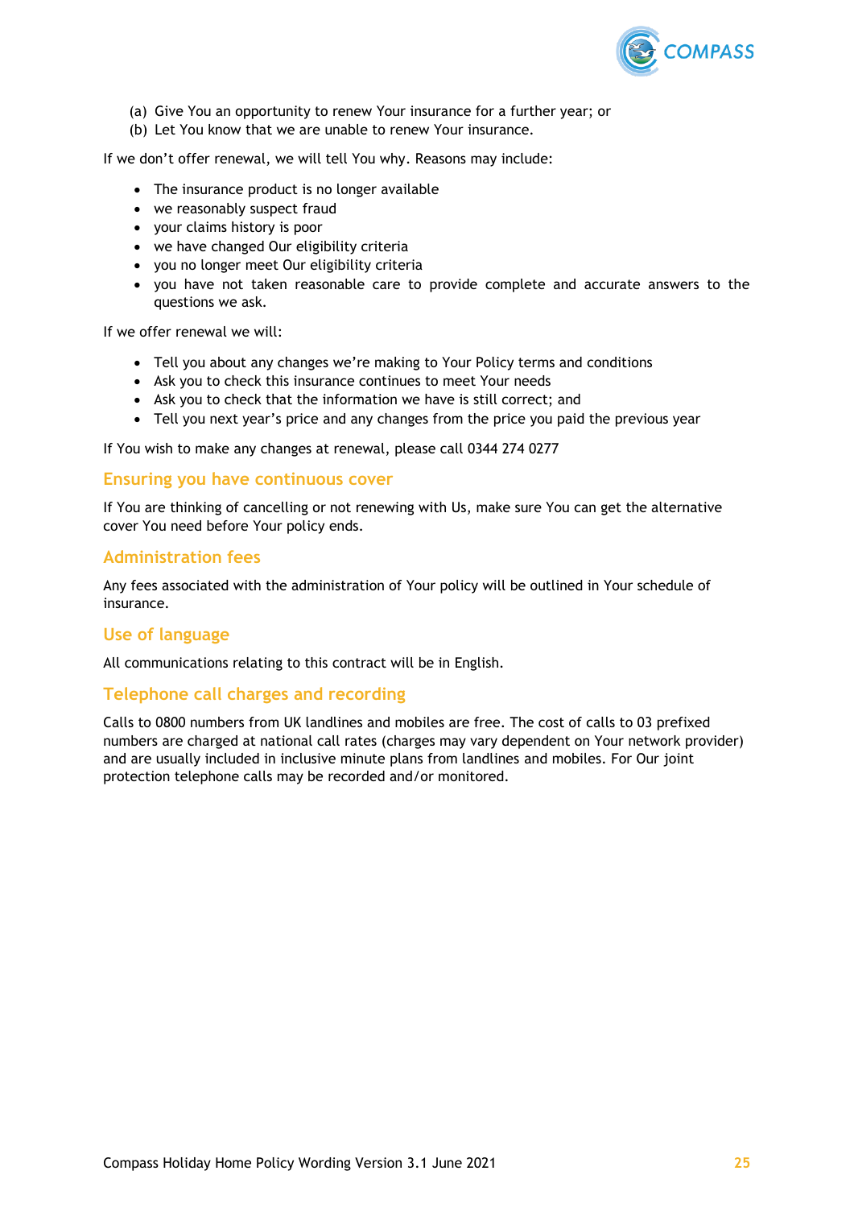(a) Give You an opportunity to renew Your insurance for a further year; or
(b) Let You know that we are unable to renew Your insurance.

If we don't offer renewal, we will tell You why. Reasons may include:

- The insurance product is no longer available
- we reasonably suspect fraud
- your claims history is poor
- we have changed Our eligibility criteria
- you no longer meet Our eligibility criteria
- you have not taken reasonable care to provide complete and accurate answers to the questions we ask.

If we offer renewal we will:

- Tell you about any changes we're making to Your Policy terms and conditions
- Ask you to check this insurance continues to meet Your needs
- Ask you to check that the information we have is still correct; and
- Tell you next year's price and any changes from the price you paid the previous year

If You wish to make any changes at renewal, please call 0344 274 0277

## Ensuring you have continuous cover

If You are thinking of cancelling or not renewing with Us, make sure You can get the alternative cover You need before Your policy ends.

## Administration fees

Any fees associated with the administration of Your policy will be outlined in Your schedule of insurance.

## Use of language

All communications relating to this contract will be in English.

## Telephone call charges and recording

Calls to 0800 numbers from UK landlines and mobiles are free. The cost of calls to 03 prefixed numbers are charged at national call rates (charges may vary dependent on Your network provider) and are usually included in inclusive minute plans from landlines and mobiles. For Our joint protection telephone calls may be recorded and/or monitored.